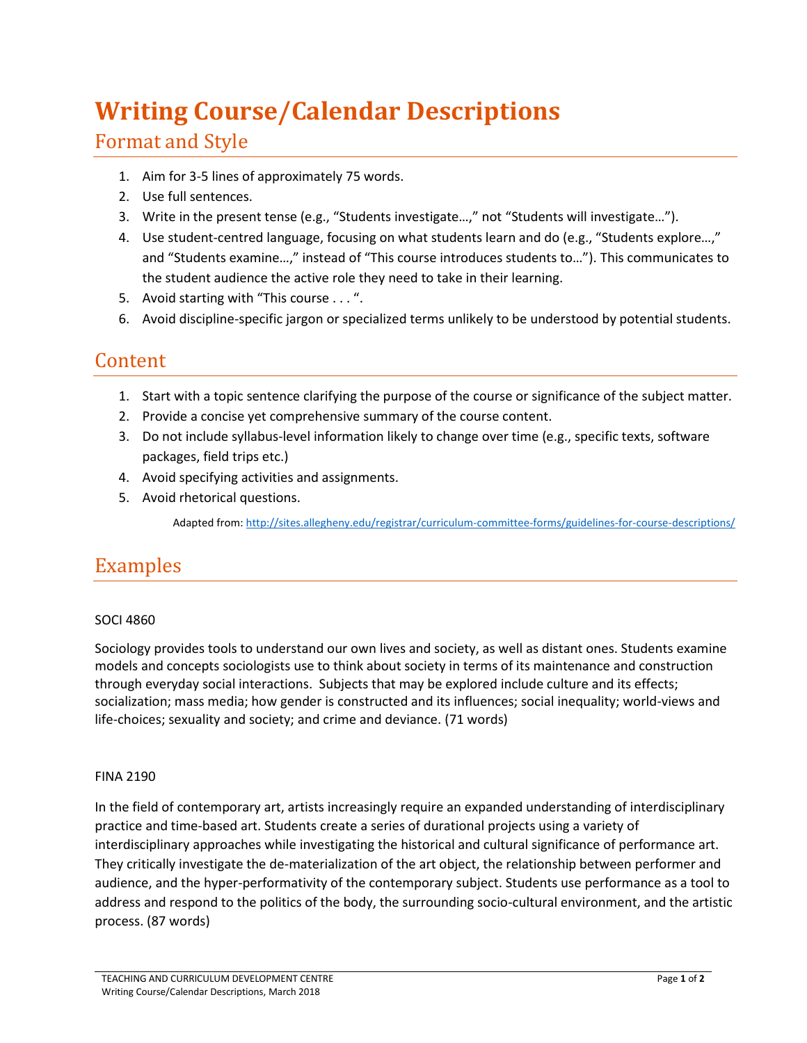# Writing Course/Calendar Descriptions

## Format and Style

1. Aim for 3-5 lines of approximately 75 words.
2. Use full sentences.
3. Write in the present tense (e.g., "Students investigate…," not "Students will investigate…").
4. Use student-centred language, focusing on what students learn and do (e.g., "Students explore…," and "Students examine…," instead of "This course introduces students to…"). This communicates to the student audience the active role they need to take in their learning.
5. Avoid starting with "This course . . . ".
6. Avoid discipline-specific jargon or specialized terms unlikely to be understood by potential students.

## Content

1. Start with a topic sentence clarifying the purpose of the course or significance of the subject matter.
2. Provide a concise yet comprehensive summary of the course content.
3. Do not include syllabus-level information likely to change over time (e.g., specific texts, software packages, field trips etc.)
4. Avoid specifying activities and assignments.
5. Avoid rhetorical questions.

Adapted from: http://sites.allegheny.edu/registrar/curriculum-committee-forms/guidelines-for-course-descriptions/

## Examples

SOCI 4860

Sociology provides tools to understand our own lives and society, as well as distant ones. Students examine models and concepts sociologists use to think about society in terms of its maintenance and construction through everyday social interactions. Subjects that may be explored include culture and its effects; socialization; mass media; how gender is constructed and its influences; social inequality; world-views and life-choices; sexuality and society; and crime and deviance. (71 words)

FINA 2190

In the field of contemporary art, artists increasingly require an expanded understanding of interdisciplinary practice and time-based art. Students create a series of durational projects using a variety of interdisciplinary approaches while investigating the historical and cultural significance of performance art. They critically investigate the de-materialization of the art object, the relationship between performer and audience, and the hyper-performativity of the contemporary subject. Students use performance as a tool to address and respond to the politics of the body, the surrounding socio-cultural environment, and the artistic process. (87 words)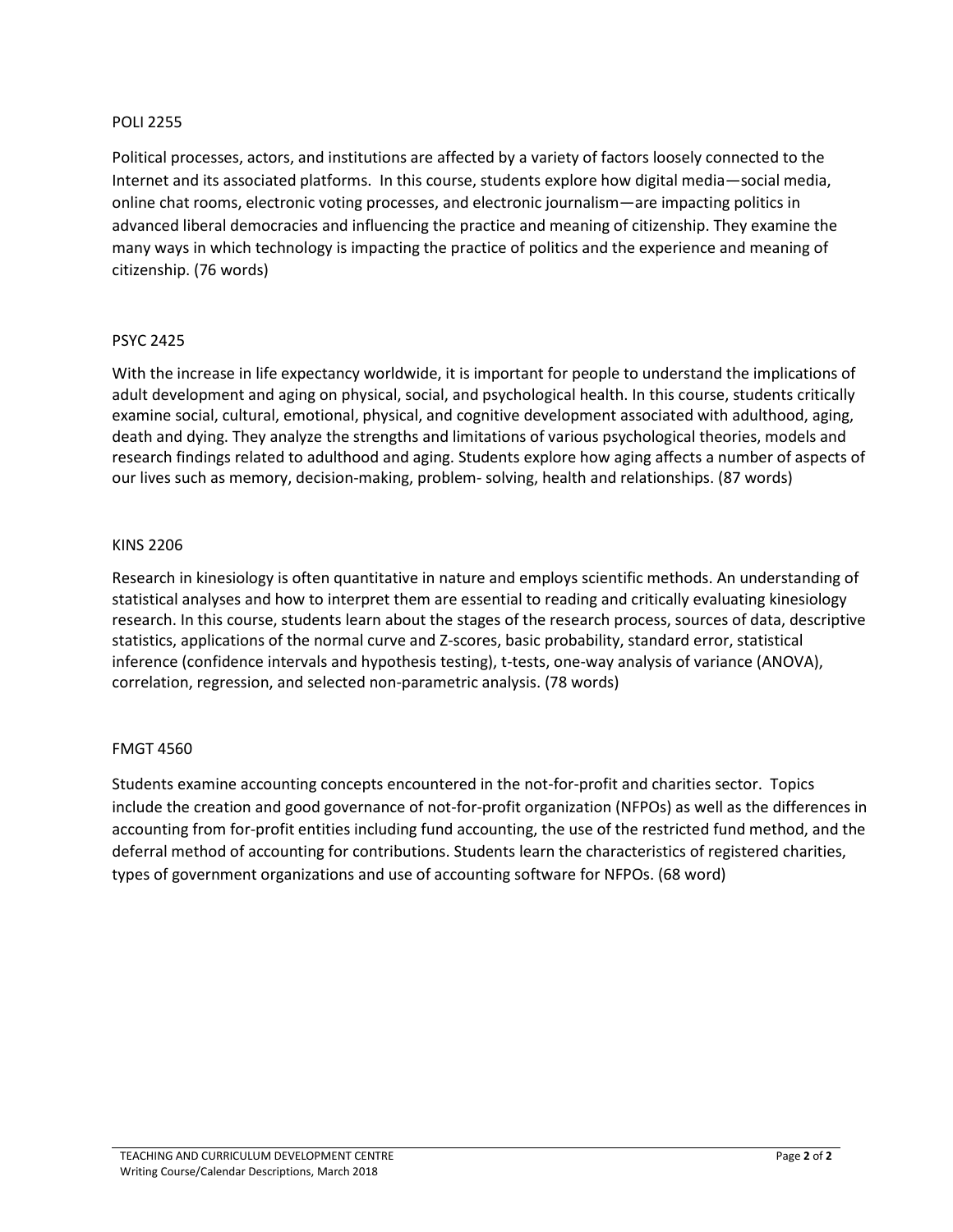POLI 2255

Political processes, actors, and institutions are affected by a variety of factors loosely connected to the Internet and its associated platforms. In this course, students explore how digital media—social media, online chat rooms, electronic voting processes, and electronic journalism—are impacting politics in advanced liberal democracies and influencing the practice and meaning of citizenship. They examine the many ways in which technology is impacting the practice of politics and the experience and meaning of citizenship. (76 words)

PSYC 2425

With the increase in life expectancy worldwide, it is important for people to understand the implications of adult development and aging on physical, social, and psychological health. In this course, students critically examine social, cultural, emotional, physical, and cognitive development associated with adulthood, aging, death and dying. They analyze the strengths and limitations of various psychological theories, models and research findings related to adulthood and aging. Students explore how aging affects a number of aspects of our lives such as memory, decision-making, problem- solving, health and relationships. (87 words)

KINS 2206

Research in kinesiology is often quantitative in nature and employs scientific methods. An understanding of statistical analyses and how to interpret them are essential to reading and critically evaluating kinesiology research. In this course, students learn about the stages of the research process, sources of data, descriptive statistics, applications of the normal curve and Z-scores, basic probability, standard error, statistical inference (confidence intervals and hypothesis testing), t-tests, one-way analysis of variance (ANOVA), correlation, regression, and selected non-parametric analysis. (78 words)

FMGT 4560

Students examine accounting concepts encountered in the not-for-profit and charities sector. Topics include the creation and good governance of not-for-profit organization (NFPOs) as well as the differences in accounting from for-profit entities including fund accounting, the use of the restricted fund method, and the deferral method of accounting for contributions. Students learn the characteristics of registered charities, types of government organizations and use of accounting software for NFPOs. (68 word)